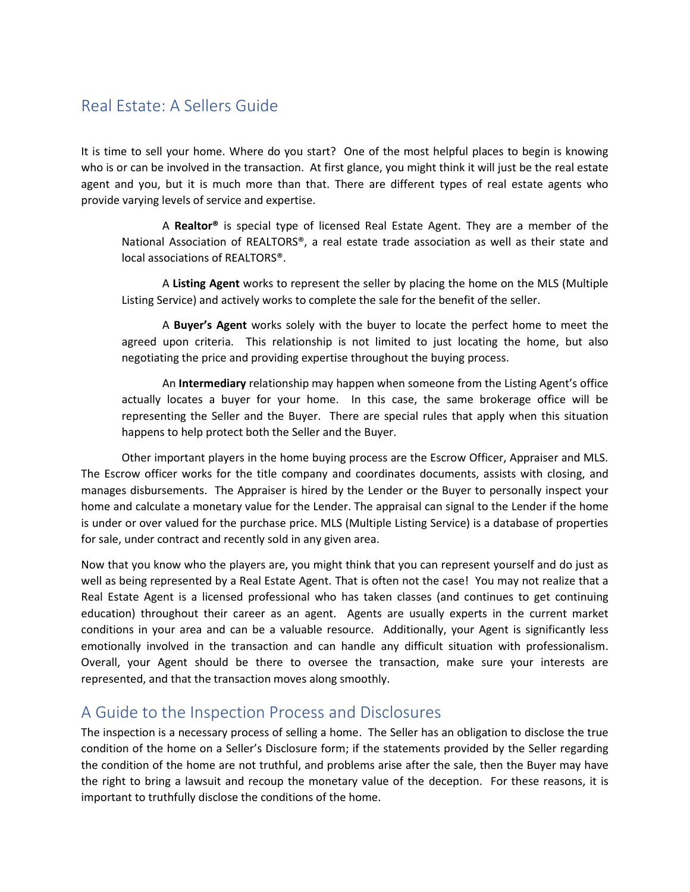## Real Estate: A Sellers Guide

It is time to sell your home. Where do you start? One of the most helpful places to begin is knowing who is or can be involved in the transaction. At first glance, you might think it will just be the real estate agent and you, but it is much more than that. There are different types of real estate agents who provide varying levels of service and expertise.

> A **Realtor®** is special type of licensed Real Estate Agent. They are a member of the National Association of REALTORS®, a real estate trade association as well as their state and local associations of REALTORS®.
>
> A **Listing Agent** works to represent the seller by placing the home on the MLS (Multiple Listing Service) and actively works to complete the sale for the benefit of the seller.
>
> A **Buyer's Agent** works solely with the buyer to locate the perfect home to meet the agreed upon criteria. This relationship is not limited to just locating the home, but also negotiating the price and providing expertise throughout the buying process.
>
> An **Intermediary** relationship may happen when someone from the Listing Agent's office actually locates a buyer for your home. In this case, the same brokerage office will be representing the Seller and the Buyer. There are special rules that apply when this situation happens to help protect both the Seller and the Buyer.

Other important players in the home buying process are the Escrow Officer, Appraiser and MLS. The Escrow officer works for the title company and coordinates documents, assists with closing, and manages disbursements. The Appraiser is hired by the Lender or the Buyer to personally inspect your home and calculate a monetary value for the Lender. The appraisal can signal to the Lender if the home is under or over valued for the purchase price. MLS (Multiple Listing Service) is a database of properties for sale, under contract and recently sold in any given area.

Now that you know who the players are, you might think that you can represent yourself and do just as well as being represented by a Real Estate Agent. That is often not the case! You may not realize that a Real Estate Agent is a licensed professional who has taken classes (and continues to get continuing education) throughout their career as an agent. Agents are usually experts in the current market conditions in your area and can be a valuable resource. Additionally, your Agent is significantly less emotionally involved in the transaction and can handle any difficult situation with professionalism. Overall, your Agent should be there to oversee the transaction, make sure your interests are represented, and that the transaction moves along smoothly.

## A Guide to the Inspection Process and Disclosures

The inspection is a necessary process of selling a home. The Seller has an obligation to disclose the true condition of the home on a Seller's Disclosure form; if the statements provided by the Seller regarding the condition of the home are not truthful, and problems arise after the sale, then the Buyer may have the right to bring a lawsuit and recoup the monetary value of the deception. For these reasons, it is important to truthfully disclose the conditions of the home.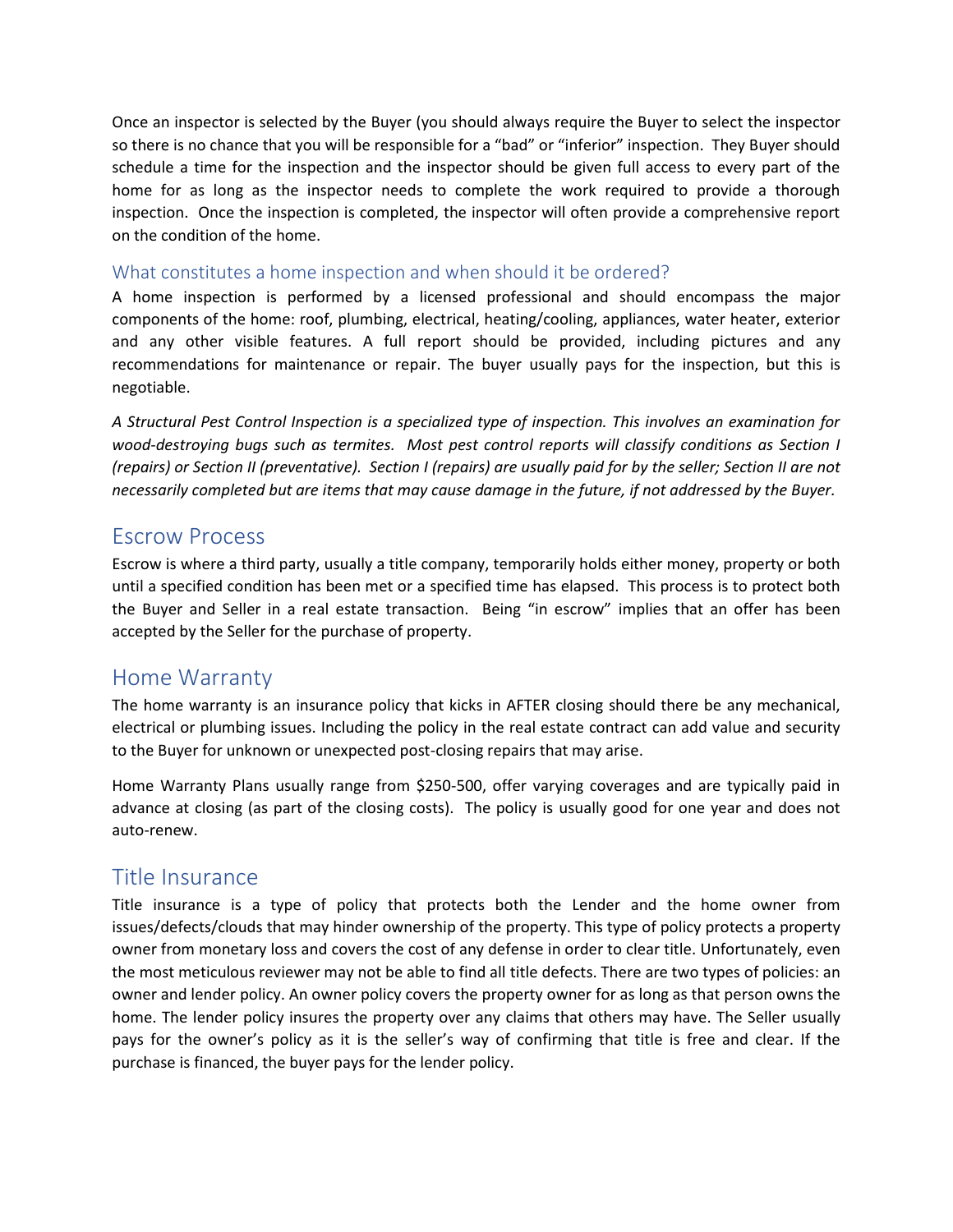Once an inspector is selected by the Buyer (you should always require the Buyer to select the inspector so there is no chance that you will be responsible for a "bad" or "inferior" inspection. They Buyer should schedule a time for the inspection and the inspector should be given full access to every part of the home for as long as the inspector needs to complete the work required to provide a thorough inspection. Once the inspection is completed, the inspector will often provide a comprehensive report on the condition of the home.

### What constitutes a home inspection and when should it be ordered?

A home inspection is performed by a licensed professional and should encompass the major components of the home: roof, plumbing, electrical, heating/cooling, appliances, water heater, exterior and any other visible features. A full report should be provided, including pictures and any recommendations for maintenance or repair. The buyer usually pays for the inspection, but this is negotiable.

*A Structural Pest Control Inspection is a specialized type of inspection. This involves an examination for wood-destroying bugs such as termites. Most pest control reports will classify conditions as Section I (repairs) or Section II (preventative). Section I (repairs) are usually paid for by the seller; Section II are not necessarily completed but are items that may cause damage in the future, if not addressed by the Buyer.*

## Escrow Process

Escrow is where a third party, usually a title company, temporarily holds either money, property or both until a specified condition has been met or a specified time has elapsed. This process is to protect both the Buyer and Seller in a real estate transaction. Being "in escrow" implies that an offer has been accepted by the Seller for the purchase of property.

## Home Warranty

The home warranty is an insurance policy that kicks in AFTER closing should there be any mechanical, electrical or plumbing issues. Including the policy in the real estate contract can add value and security to the Buyer for unknown or unexpected post-closing repairs that may arise.

Home Warranty Plans usually range from $250-500, offer varying coverages and are typically paid in advance at closing (as part of the closing costs). The policy is usually good for one year and does not auto-renew.

## Title Insurance

Title insurance is a type of policy that protects both the Lender and the home owner from issues/defects/clouds that may hinder ownership of the property. This type of policy protects a property owner from monetary loss and covers the cost of any defense in order to clear title. Unfortunately, even the most meticulous reviewer may not be able to find all title defects. There are two types of policies: an owner and lender policy. An owner policy covers the property owner for as long as that person owns the home. The lender policy insures the property over any claims that others may have. The Seller usually pays for the owner's policy as it is the seller's way of confirming that title is free and clear. If the purchase is financed, the buyer pays for the lender policy.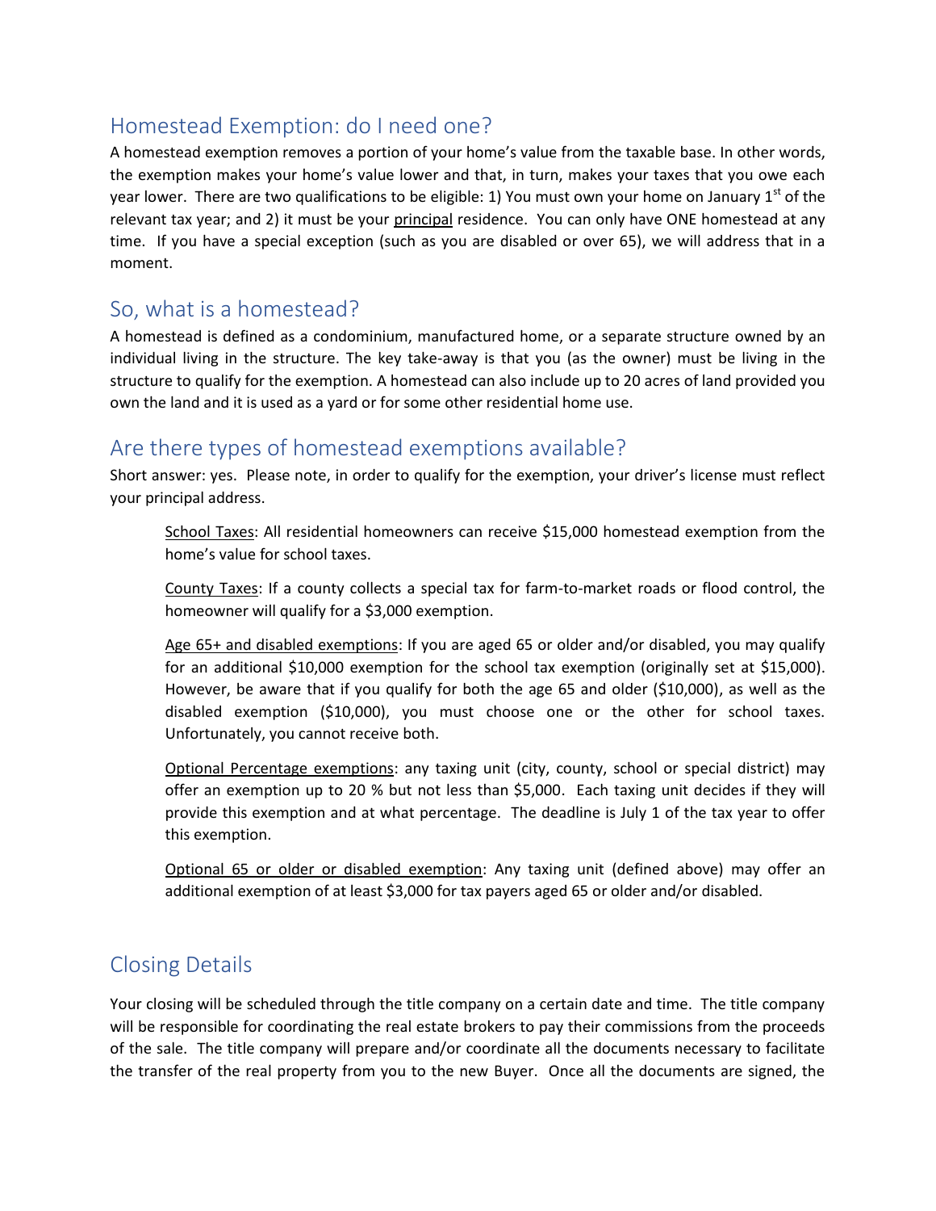## Homestead Exemption: do I need one?

A homestead exemption removes a portion of your home's value from the taxable base. In other words, the exemption makes your home's value lower and that, in turn, makes your taxes that you owe each year lower. There are two qualifications to be eligible: 1) You must own your home on January 1st of the relevant tax year; and 2) it must be your principal residence. You can only have ONE homestead at any time. If you have a special exception (such as you are disabled or over 65), we will address that in a moment.

## So, what is a homestead?

A homestead is defined as a condominium, manufactured home, or a separate structure owned by an individual living in the structure. The key take-away is that you (as the owner) must be living in the structure to qualify for the exemption. A homestead can also include up to 20 acres of land provided you own the land and it is used as a yard or for some other residential home use.

## Are there types of homestead exemptions available?

Short answer: yes. Please note, in order to qualify for the exemption, your driver's license must reflect your principal address.

> School Taxes: All residential homeowners can receive $15,000 homestead exemption from the home's value for school taxes.
>
> County Taxes: If a county collects a special tax for farm-to-market roads or flood control, the homeowner will qualify for a $3,000 exemption.
>
> Age 65+ and disabled exemptions: If you are aged 65 or older and/or disabled, you may qualify for an additional $10,000 exemption for the school tax exemption (originally set at $15,000). However, be aware that if you qualify for both the age 65 and older ($10,000), as well as the disabled exemption ($10,000), you must choose one or the other for school taxes. Unfortunately, you cannot receive both.
>
> Optional Percentage exemptions: any taxing unit (city, county, school or special district) may offer an exemption up to 20 % but not less than $5,000. Each taxing unit decides if they will provide this exemption and at what percentage. The deadline is July 1 of the tax year to offer this exemption.
>
> Optional 65 or older or disabled exemption: Any taxing unit (defined above) may offer an additional exemption of at least $3,000 for tax payers aged 65 or older and/or disabled.

## Closing Details

Your closing will be scheduled through the title company on a certain date and time. The title company will be responsible for coordinating the real estate brokers to pay their commissions from the proceeds of the sale. The title company will prepare and/or coordinate all the documents necessary to facilitate the transfer of the real property from you to the new Buyer. Once all the documents are signed, the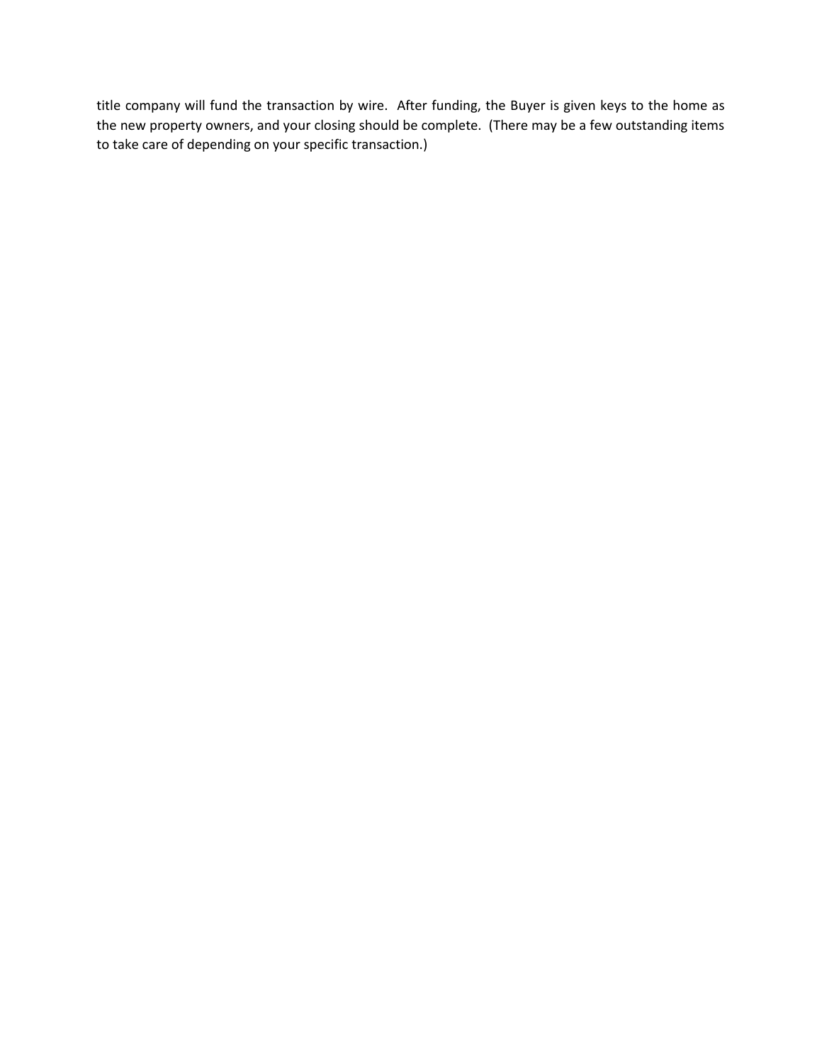title company will fund the transaction by wire. After funding, the Buyer is given keys to the home as the new property owners, and your closing should be complete. (There may be a few outstanding items to take care of depending on your specific transaction.)